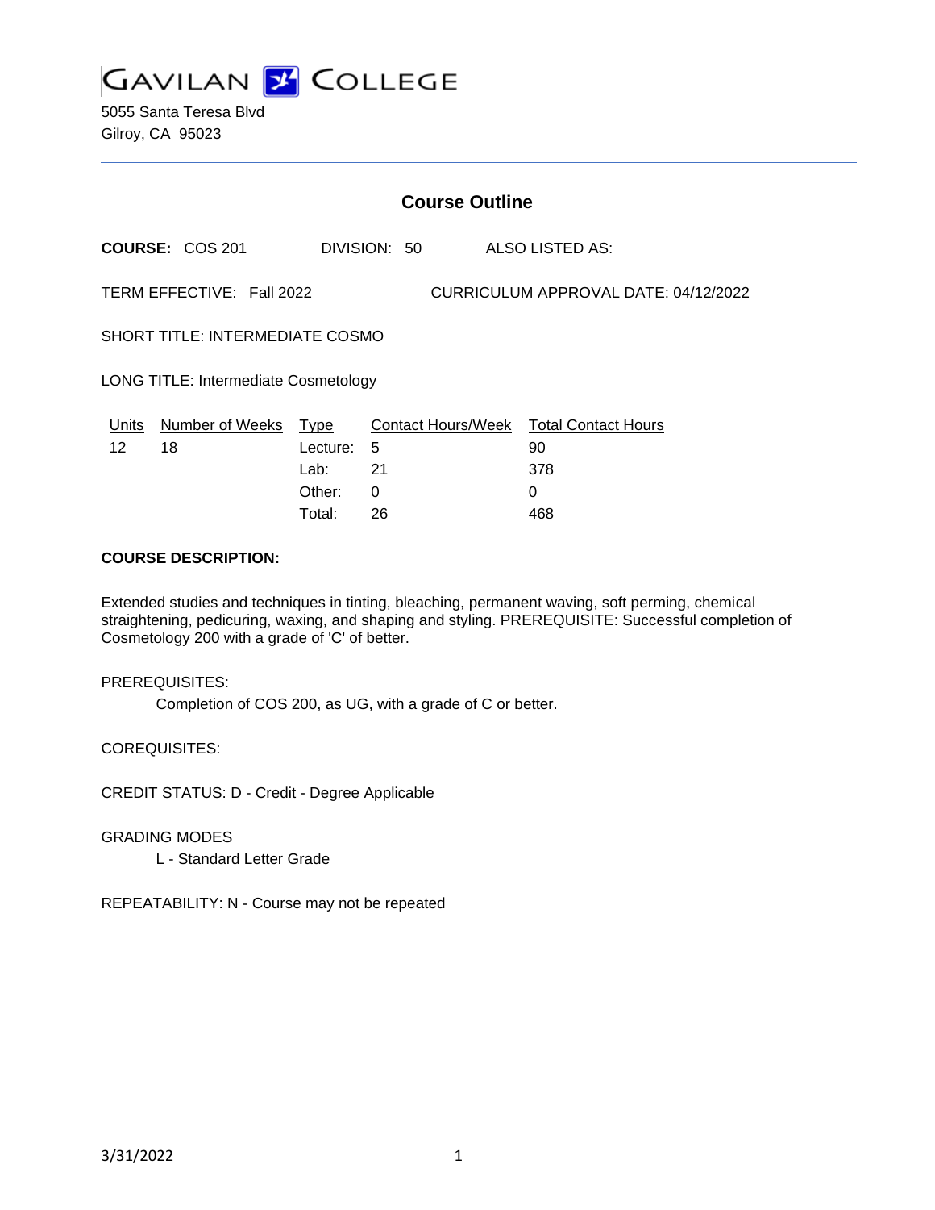# GAVILAN COLLEGE

5055 Santa Teresa Blvd
Gilroy, CA 95023

## Course Outline

**COURSE:** COS 201 DIVISION: 50 ALSO LISTED AS:

TERM EFFECTIVE: Fall 2022 CURRICULUM APPROVAL DATE: 04/12/2022

SHORT TITLE: INTERMEDIATE COSMO

LONG TITLE: Intermediate Cosmetology

| Units | Number of Weeks | Type | Contact Hours/Week | Total Contact Hours |
|---|---|---|---|---|
| 12 | 18 | Lecture: | 5 | 90 |
| | | Lab: | 21 | 378 |
| | | Other: | 0 | 0 |
| | | Total: | 26 | 468 |

**COURSE DESCRIPTION:**

Extended studies and techniques in tinting, bleaching, permanent waving, soft perming, chemical straightening, pedicuring, waxing, and shaping and styling. PREREQUISITE: Successful completion of Cosmetology 200 with a grade of 'C' of better.

PREREQUISITES:

Completion of COS 200, as UG, with a grade of C or better.

COREQUISITES:

CREDIT STATUS: D - Credit - Degree Applicable

GRADING MODES

L - Standard Letter Grade

REPEATABILITY: N - Course may not be repeated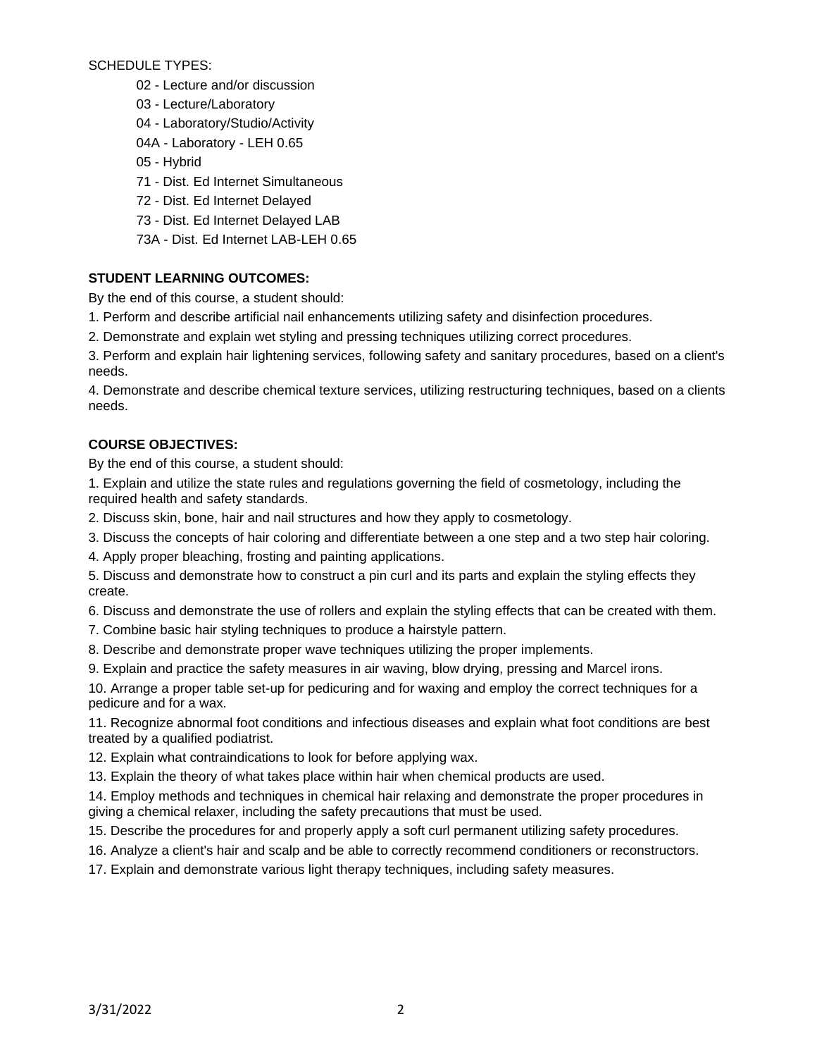SCHEDULE TYPES:

- 02 - Lecture and/or discussion
- 03 - Lecture/Laboratory
- 04 - Laboratory/Studio/Activity
- 04A - Laboratory - LEH 0.65
- 05 - Hybrid
- 71 - Dist. Ed Internet Simultaneous
- 72 - Dist. Ed Internet Delayed
- 73 - Dist. Ed Internet Delayed LAB
- 73A - Dist. Ed Internet LAB-LEH 0.65

**STUDENT LEARNING OUTCOMES:**

By the end of this course, a student should:

1. Perform and describe artificial nail enhancements utilizing safety and disinfection procedures.
2. Demonstrate and explain wet styling and pressing techniques utilizing correct procedures.
3. Perform and explain hair lightening services, following safety and sanitary procedures, based on a client's needs.
4. Demonstrate and describe chemical texture services, utilizing restructuring techniques, based on a clients needs.

**COURSE OBJECTIVES:**

By the end of this course, a student should:

1. Explain and utilize the state rules and regulations governing the field of cosmetology, including the required health and safety standards.
2. Discuss skin, bone, hair and nail structures and how they apply to cosmetology.
3. Discuss the concepts of hair coloring and differentiate between a one step and a two step hair coloring.
4. Apply proper bleaching, frosting and painting applications.
5. Discuss and demonstrate how to construct a pin curl and its parts and explain the styling effects they create.
6. Discuss and demonstrate the use of rollers and explain the styling effects that can be created with them.
7. Combine basic hair styling techniques to produce a hairstyle pattern.
8. Describe and demonstrate proper wave techniques utilizing the proper implements.
9. Explain and practice the safety measures in air waving, blow drying, pressing and Marcel irons.
10. Arrange a proper table set-up for pedicuring and for waxing and employ the correct techniques for a pedicure and for a wax.
11. Recognize abnormal foot conditions and infectious diseases and explain what foot conditions are best treated by a qualified podiatrist.
12. Explain what contraindications to look for before applying wax.
13. Explain the theory of what takes place within hair when chemical products are used.
14. Employ methods and techniques in chemical hair relaxing and demonstrate the proper procedures in giving a chemical relaxer, including the safety precautions that must be used.
15. Describe the procedures for and properly apply a soft curl permanent utilizing safety procedures.
16. Analyze a client's hair and scalp and be able to correctly recommend conditioners or reconstructors.
17. Explain and demonstrate various light therapy techniques, including safety measures.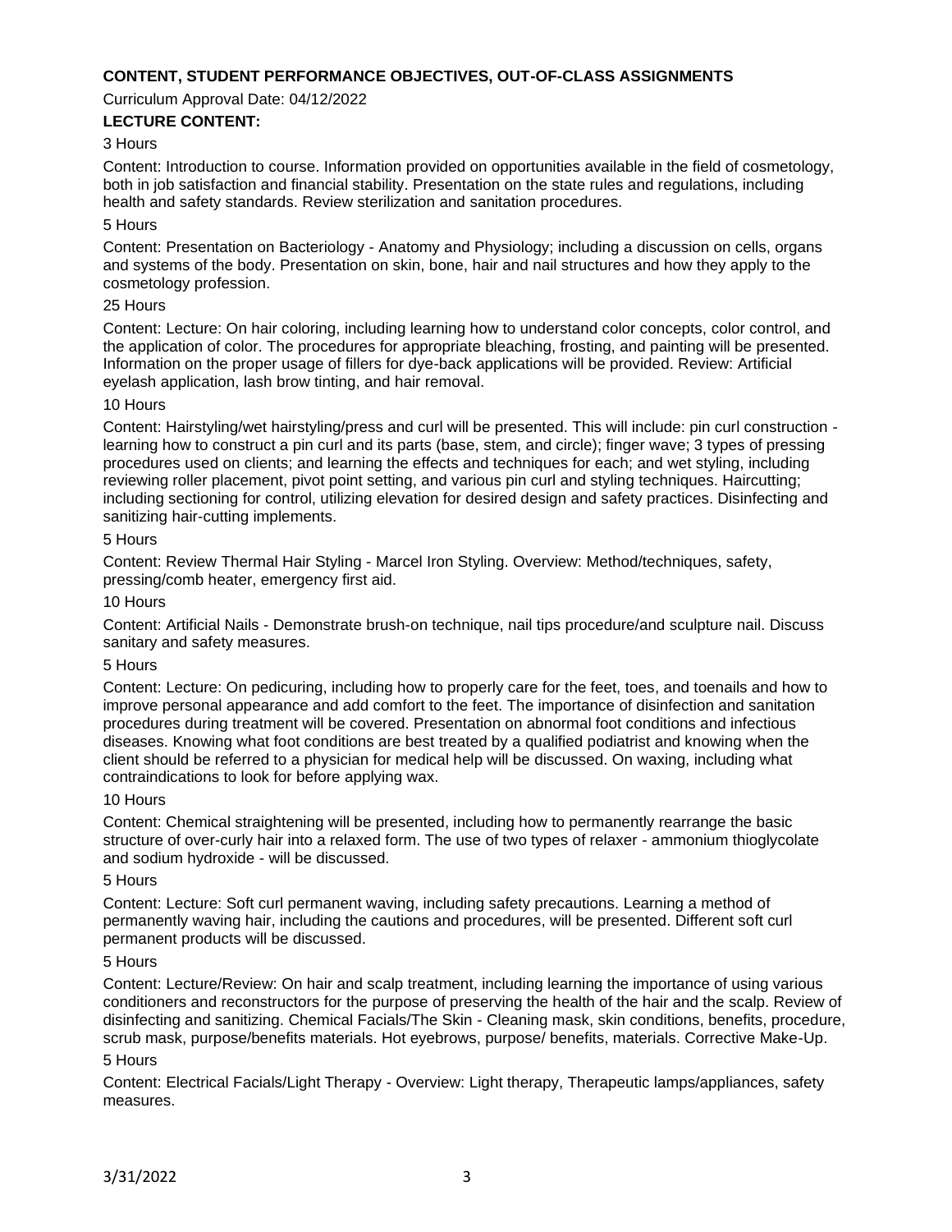## CONTENT, STUDENT PERFORMANCE OBJECTIVES, OUT-OF-CLASS ASSIGNMENTS

Curriculum Approval Date: 04/12/2022

### LECTURE CONTENT:

3 Hours

Content: Introduction to course. Information provided on opportunities available in the field of cosmetology, both in job satisfaction and financial stability. Presentation on the state rules and regulations, including health and safety standards. Review sterilization and sanitation procedures.

5 Hours

Content: Presentation on Bacteriology - Anatomy and Physiology; including a discussion on cells, organs and systems of the body. Presentation on skin, bone, hair and nail structures and how they apply to the cosmetology profession.

25 Hours

Content: Lecture: On hair coloring, including learning how to understand color concepts, color control, and the application of color. The procedures for appropriate bleaching, frosting, and painting will be presented. Information on the proper usage of fillers for dye-back applications will be provided. Review: Artificial eyelash application, lash brow tinting, and hair removal.

10 Hours

Content: Hairstyling/wet hairstyling/press and curl will be presented. This will include: pin curl construction - learning how to construct a pin curl and its parts (base, stem, and circle); finger wave; 3 types of pressing procedures used on clients; and learning the effects and techniques for each; and wet styling, including reviewing roller placement, pivot point setting, and various pin curl and styling techniques. Haircutting; including sectioning for control, utilizing elevation for desired design and safety practices. Disinfecting and sanitizing hair-cutting implements.

5 Hours

Content: Review Thermal Hair Styling - Marcel Iron Styling. Overview: Method/techniques, safety, pressing/comb heater, emergency first aid.

10 Hours

Content: Artificial Nails - Demonstrate brush-on technique, nail tips procedure/and sculpture nail. Discuss sanitary and safety measures.

5 Hours

Content: Lecture: On pedicuring, including how to properly care for the feet, toes, and toenails and how to improve personal appearance and add comfort to the feet. The importance of disinfection and sanitation procedures during treatment will be covered. Presentation on abnormal foot conditions and infectious diseases. Knowing what foot conditions are best treated by a qualified podiatrist and knowing when the client should be referred to a physician for medical help will be discussed. On waxing, including what contraindications to look for before applying wax.

10 Hours

Content: Chemical straightening will be presented, including how to permanently rearrange the basic structure of over-curly hair into a relaxed form. The use of two types of relaxer - ammonium thioglycolate and sodium hydroxide - will be discussed.

5 Hours

Content: Lecture: Soft curl permanent waving, including safety precautions. Learning a method of permanently waving hair, including the cautions and procedures, will be presented. Different soft curl permanent products will be discussed.

5 Hours

Content: Lecture/Review: On hair and scalp treatment, including learning the importance of using various conditioners and reconstructors for the purpose of preserving the health of the hair and the scalp. Review of disinfecting and sanitizing. Chemical Facials/The Skin - Cleaning mask, skin conditions, benefits, procedure, scrub mask, purpose/benefits materials. Hot eyebrows, purpose/ benefits, materials. Corrective Make-Up.

5 Hours

Content: Electrical Facials/Light Therapy - Overview: Light therapy, Therapeutic lamps/appliances, safety measures.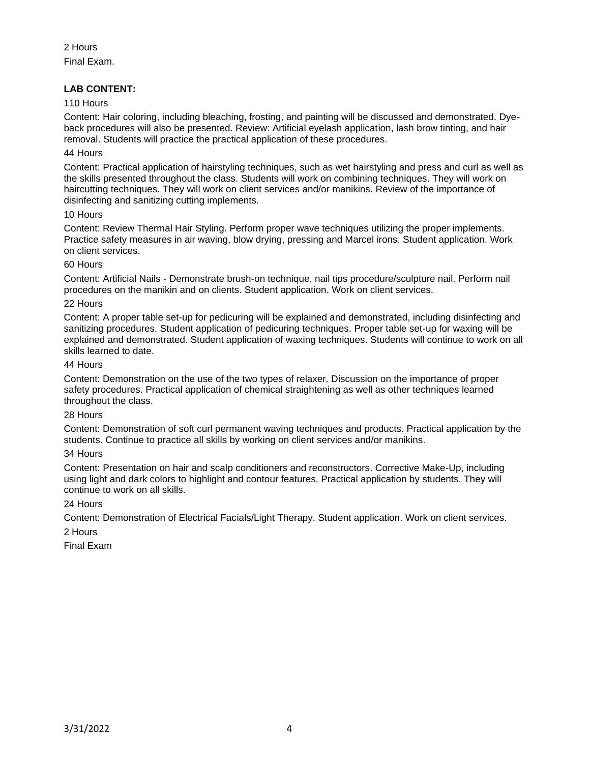2 Hours

Final Exam.

**LAB CONTENT:**

110 Hours

Content: Hair coloring, including bleaching, frosting, and painting will be discussed and demonstrated. Dye-back procedures will also be presented. Review: Artificial eyelash application, lash brow tinting, and hair removal. Students will practice the practical application of these procedures.

44 Hours

Content: Practical application of hairstyling techniques, such as wet hairstyling and press and curl as well as the skills presented throughout the class. Students will work on combining techniques. They will work on haircutting techniques. They will work on client services and/or manikins. Review of the importance of disinfecting and sanitizing cutting implements.

10 Hours

Content: Review Thermal Hair Styling. Perform proper wave techniques utilizing the proper implements. Practice safety measures in air waving, blow drying, pressing and Marcel irons. Student application. Work on client services.

60 Hours

Content: Artificial Nails - Demonstrate brush-on technique, nail tips procedure/sculpture nail. Perform nail procedures on the manikin and on clients. Student application. Work on client services.

22 Hours

Content: A proper table set-up for pedicuring will be explained and demonstrated, including disinfecting and sanitizing procedures. Student application of pedicuring techniques. Proper table set-up for waxing will be explained and demonstrated. Student application of waxing techniques. Students will continue to work on all skills learned to date.

44 Hours

Content: Demonstration on the use of the two types of relaxer. Discussion on the importance of proper safety procedures. Practical application of chemical straightening as well as other techniques learned throughout the class.

28 Hours

Content: Demonstration of soft curl permanent waving techniques and products. Practical application by the students. Continue to practice all skills by working on client services and/or manikins.

34 Hours

Content: Presentation on hair and scalp conditioners and reconstructors. Corrective Make-Up, including using light and dark colors to highlight and contour features. Practical application by students. They will continue to work on all skills.

24 Hours

Content: Demonstration of Electrical Facials/Light Therapy. Student application. Work on client services.

2 Hours

Final Exam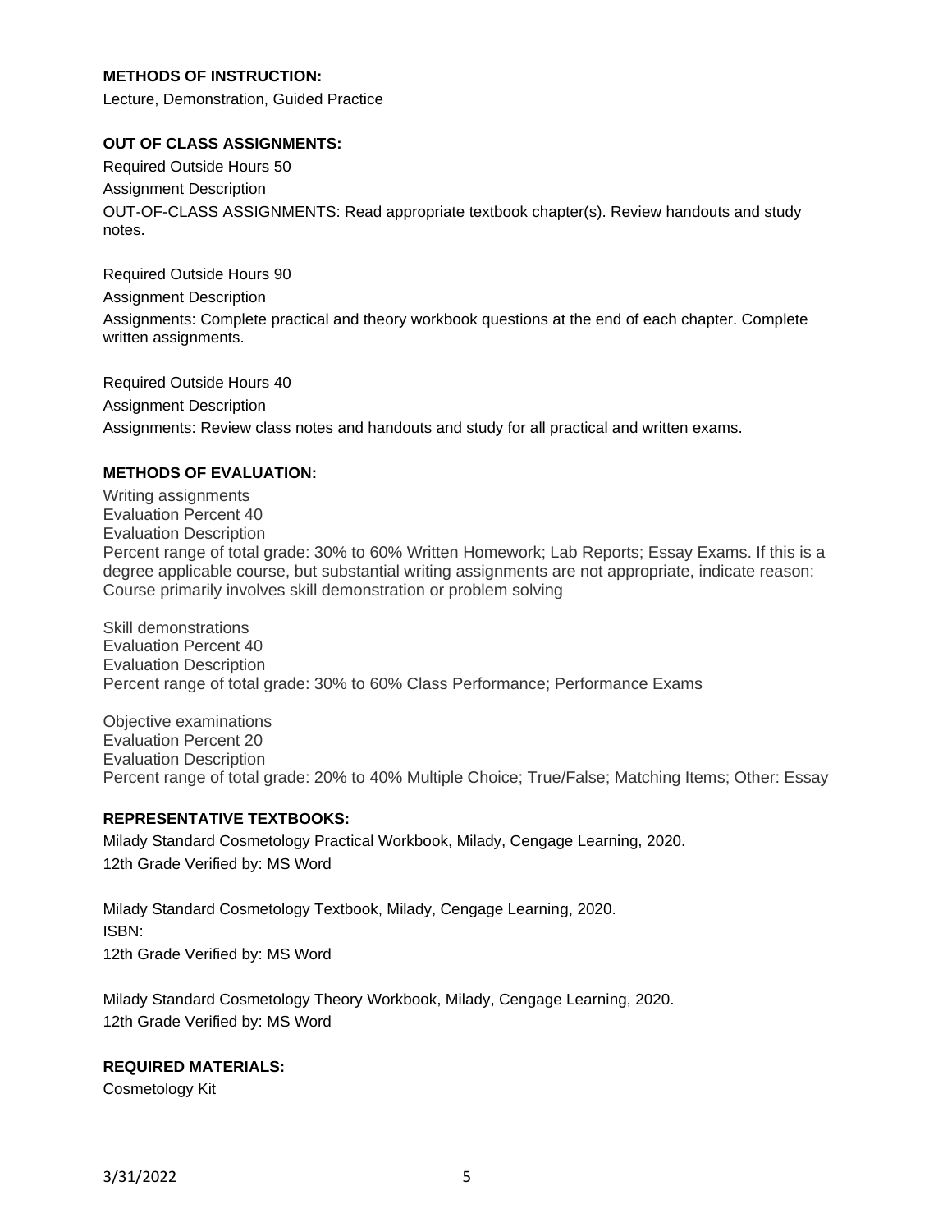**METHODS OF INSTRUCTION:**

Lecture, Demonstration, Guided Practice

**OUT OF CLASS ASSIGNMENTS:**

Required Outside Hours 50

Assignment Description

OUT-OF-CLASS ASSIGNMENTS: Read appropriate textbook chapter(s). Review handouts and study notes.

Required Outside Hours 90

Assignment Description

Assignments: Complete practical and theory workbook questions at the end of each chapter. Complete written assignments.

Required Outside Hours 40

Assignment Description

Assignments: Review class notes and handouts and study for all practical and written exams.

**METHODS OF EVALUATION:**

Writing assignments
Evaluation Percent 40
Evaluation Description
Percent range of total grade: 30% to 60% Written Homework; Lab Reports; Essay Exams. If this is a degree applicable course, but substantial writing assignments are not appropriate, indicate reason: Course primarily involves skill demonstration or problem solving

Skill demonstrations
Evaluation Percent 40
Evaluation Description
Percent range of total grade: 30% to 60% Class Performance; Performance Exams

Objective examinations
Evaluation Percent 20
Evaluation Description
Percent range of total grade: 20% to 40% Multiple Choice; True/False; Matching Items; Other: Essay

**REPRESENTATIVE TEXTBOOKS:**

Milady Standard Cosmetology Practical Workbook, Milady, Cengage Learning, 2020.
12th Grade Verified by: MS Word

Milady Standard Cosmetology Textbook, Milady, Cengage Learning, 2020.
ISBN:
12th Grade Verified by: MS Word

Milady Standard Cosmetology Theory Workbook, Milady, Cengage Learning, 2020.
12th Grade Verified by: MS Word

**REQUIRED MATERIALS:**

Cosmetology Kit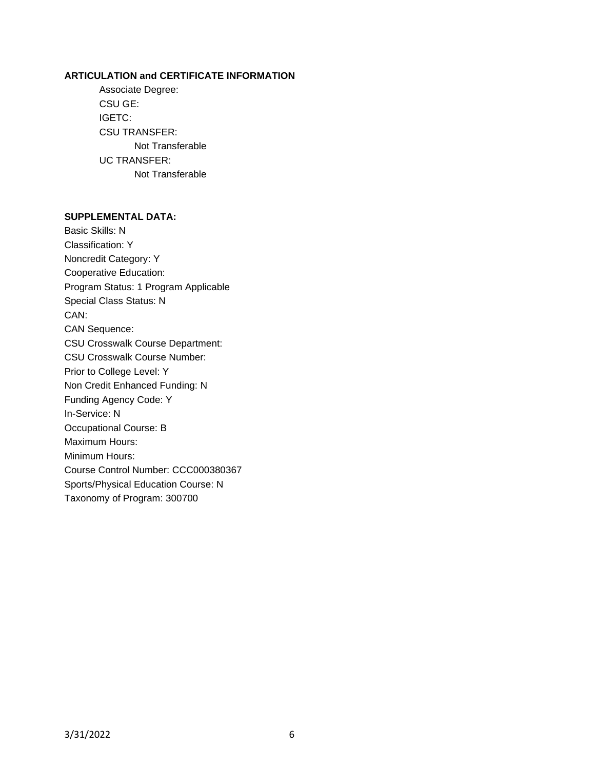**ARTICULATION and CERTIFICATE INFORMATION**

Associate Degree:

CSU GE:

IGETC:

CSU TRANSFER:

Not Transferable

UC TRANSFER:

Not Transferable

**SUPPLEMENTAL DATA:**

Basic Skills: N

Classification: Y

Noncredit Category: Y

Cooperative Education:

Program Status: 1 Program Applicable

Special Class Status: N

CAN:

CAN Sequence:

CSU Crosswalk Course Department:

CSU Crosswalk Course Number:

Prior to College Level: Y

Non Credit Enhanced Funding: N

Funding Agency Code: Y

In-Service: N

Occupational Course: B

Maximum Hours:

Minimum Hours:

Course Control Number: CCC000380367

Sports/Physical Education Course: N

Taxonomy of Program: 300700